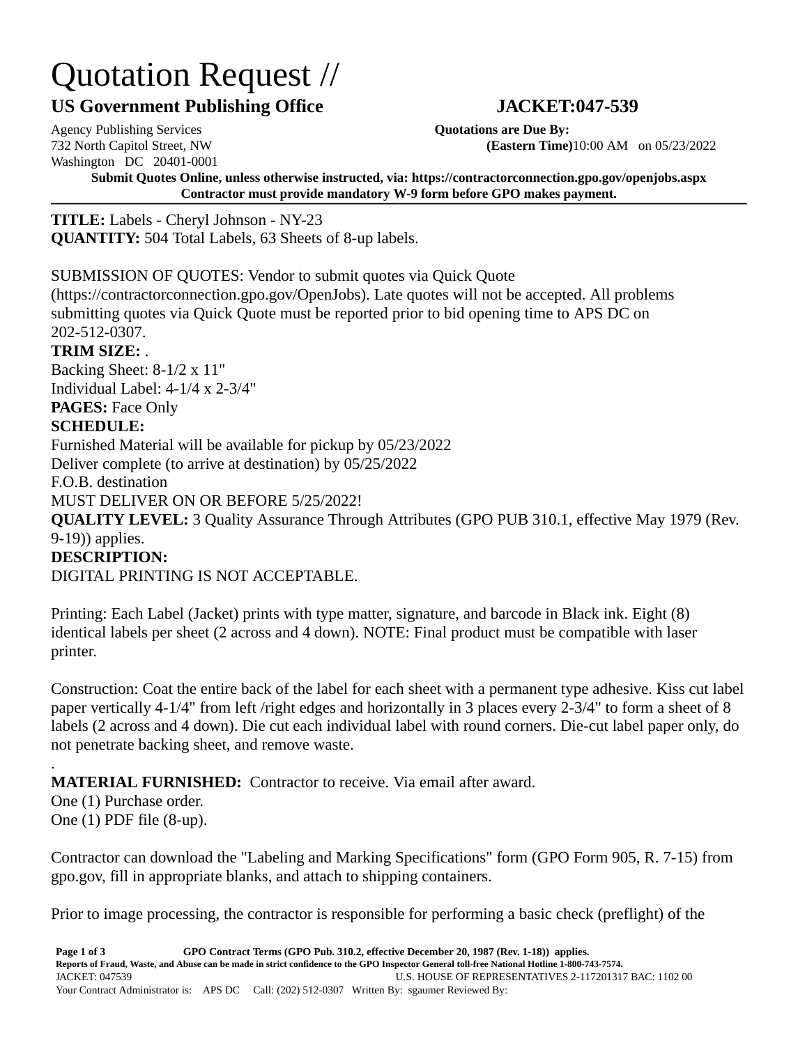# Quotation Request //

## US Government Publishing Office JACKET:047-539

Agency Publishing Services
732 North Capitol Street, NW
Washington DC 20401-0001

**Quotations are Due By:**
**(Eastern Time)**10:00 AM on 05/23/2022

**Submit Quotes Online, unless otherwise instructed, via: https://contractorconnection.gpo.gov/openjobs.aspx**
**Contractor must provide mandatory W-9 form before GPO makes payment.**

---

**TITLE:** Labels - Cheryl Johnson - NY-23
**QUANTITY:** 504 Total Labels, 63 Sheets of 8-up labels.

SUBMISSION OF QUOTES: Vendor to submit quotes via Quick Quote (https://contractorconnection.gpo.gov/OpenJobs). Late quotes will not be accepted. All problems submitting quotes via Quick Quote must be reported prior to bid opening time to APS DC on 202-512-0307.

**TRIM SIZE:** .
Backing Sheet: 8-1/2 x 11"
Individual Label: 4-1/4 x 2-3/4"

**PAGES:** Face Only

**SCHEDULE:**
Furnished Material will be available for pickup by 05/23/2022
Deliver complete (to arrive at destination) by 05/25/2022
F.O.B. destination
MUST DELIVER ON OR BEFORE 5/25/2022!

**QUALITY LEVEL:** 3 Quality Assurance Through Attributes (GPO PUB 310.1, effective May 1979 (Rev. 9-19)) applies.

**DESCRIPTION:**
DIGITAL PRINTING IS NOT ACCEPTABLE.

Printing: Each Label (Jacket) prints with type matter, signature, and barcode in Black ink. Eight (8) identical labels per sheet (2 across and 4 down). NOTE: Final product must be compatible with laser printer.

Construction: Coat the entire back of the label for each sheet with a permanent type adhesive. Kiss cut label paper vertically 4-1/4" from left /right edges and horizontally in 3 places every 2-3/4" to form a sheet of 8 labels (2 across and 4 down). Die cut each individual label with round corners. Die-cut label paper only, do not penetrate backing sheet, and remove waste.

.

**MATERIAL FURNISHED:** Contractor to receive. Via email after award.
One (1) Purchase order.
One (1) PDF file (8-up).

Contractor can download the "Labeling and Marking Specifications" form (GPO Form 905, R. 7-15) from gpo.gov, fill in appropriate blanks, and attach to shipping containers.

Prior to image processing, the contractor is responsible for performing a basic check (preflight) of the

**GPO Contract Terms (GPO Pub. 310.2, effective December 20, 1987 (Rev. 1-18)) applies.**
**Reports of Fraud, Waste, and Abuse can be made in strict confidence to the GPO Inspector General toll-free National Hotline 1-800-743-7574.**
JACKET: 047539 U.S. HOUSE OF REPRESENTATIVES 2-117201317 BAC: 1102 00
Your Contract Administrator is: APS DC Call: (202) 512-0307 Written By: sgaumer Reviewed By: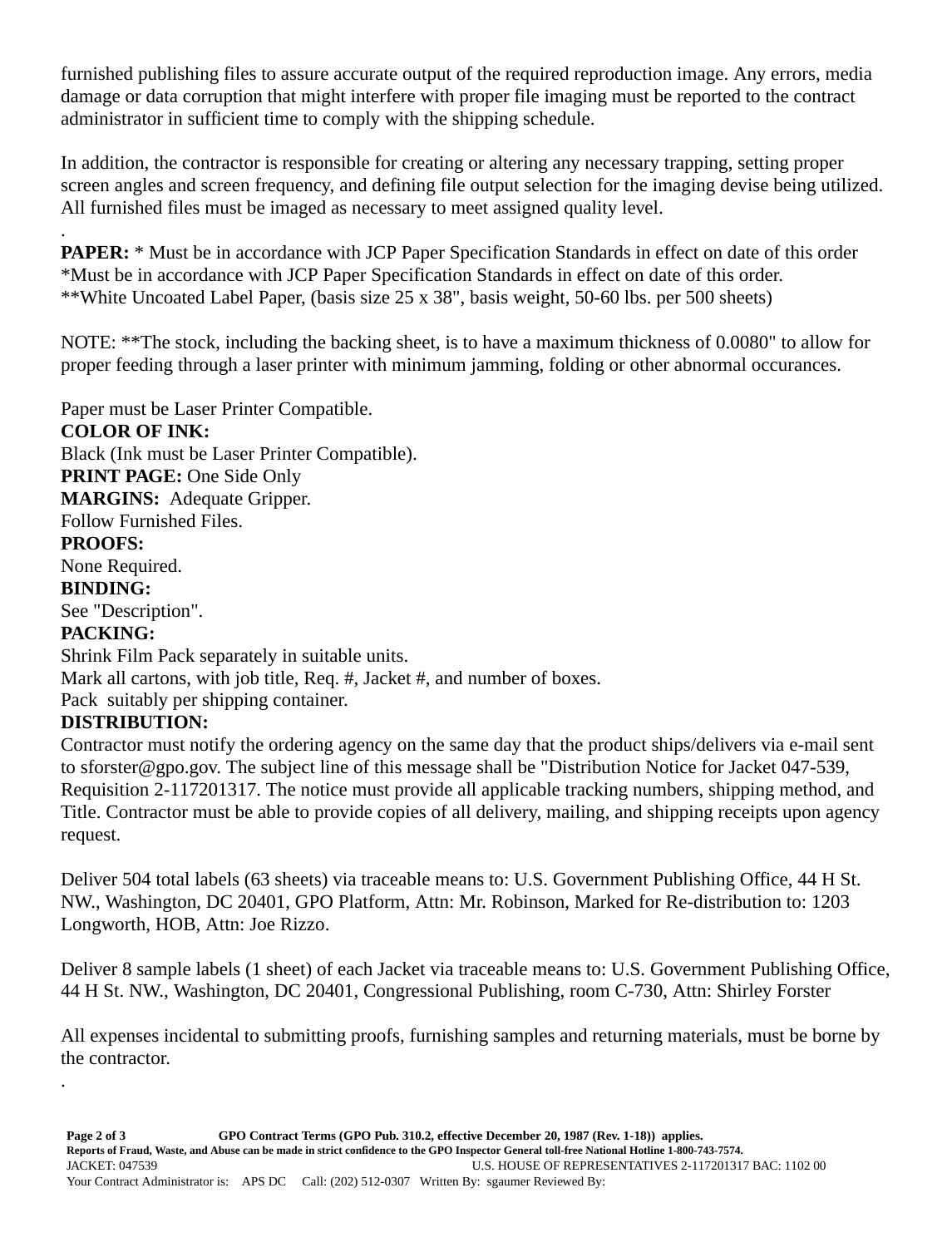furnished publishing files to assure accurate output of the required reproduction image. Any errors, media damage or data corruption that might interfere with proper file imaging must be reported to the contract administrator in sufficient time to comply with the shipping schedule.

In addition, the contractor is responsible for creating or altering any necessary trapping, setting proper screen angles and screen frequency, and defining file output selection for the imaging devise being utilized. All furnished files must be imaged as necessary to meet assigned quality level.

.

**PAPER:** * Must be in accordance with JCP Paper Specification Standards in effect on date of this order
*Must be in accordance with JCP Paper Specification Standards in effect on date of this order.
**White Uncoated Label Paper, (basis size 25 x 38", basis weight, 50-60 lbs. per 500 sheets)

NOTE: **The stock, including the backing sheet, is to have a maximum thickness of 0.0080" to allow for proper feeding through a laser printer with minimum jamming, folding or other abnormal occurances.

Paper must be Laser Printer Compatible.

**COLOR OF INK:**
Black (Ink must be Laser Printer Compatible).

**PRINT PAGE:** One Side Only

**MARGINS:** Adequate Gripper.
Follow Furnished Files.

**PROOFS:**
None Required.

**BINDING:**
See "Description".

**PACKING:**
Shrink Film Pack separately in suitable units.
Mark all cartons, with job title, Req. #, Jacket #, and number of boxes.
Pack suitably per shipping container.

**DISTRIBUTION:**
Contractor must notify the ordering agency on the same day that the product ships/delivers via e-mail sent to sforster@gpo.gov. The subject line of this message shall be "Distribution Notice for Jacket 047-539, Requisition 2-117201317. The notice must provide all applicable tracking numbers, shipping method, and Title. Contractor must be able to provide copies of all delivery, mailing, and shipping receipts upon agency request.

Deliver 504 total labels (63 sheets) via traceable means to: U.S. Government Publishing Office, 44 H St. NW., Washington, DC 20401, GPO Platform, Attn: Mr. Robinson, Marked for Re-distribution to: 1203 Longworth, HOB, Attn: Joe Rizzo.

Deliver 8 sample labels (1 sheet) of each Jacket via traceable means to: U.S. Government Publishing Office, 44 H St. NW., Washington, DC 20401, Congressional Publishing, room C-730, Attn: Shirley Forster

All expenses incidental to submitting proofs, furnishing samples and returning materials, must be borne by the contractor.

.

**GPO Contract Terms (GPO Pub. 310.2, effective December 20, 1987 (Rev. 1-18)) applies.**
**Reports of Fraud, Waste, and Abuse can be made in strict confidence to the GPO Inspector General toll-free National Hotline 1-800-743-7574.**
JACKET: 047539 U.S. HOUSE OF REPRESENTATIVES 2-117201317 BAC: 1102 00
Your Contract Administrator is: APS DC Call: (202) 512-0307 Written By: sgaumer Reviewed By: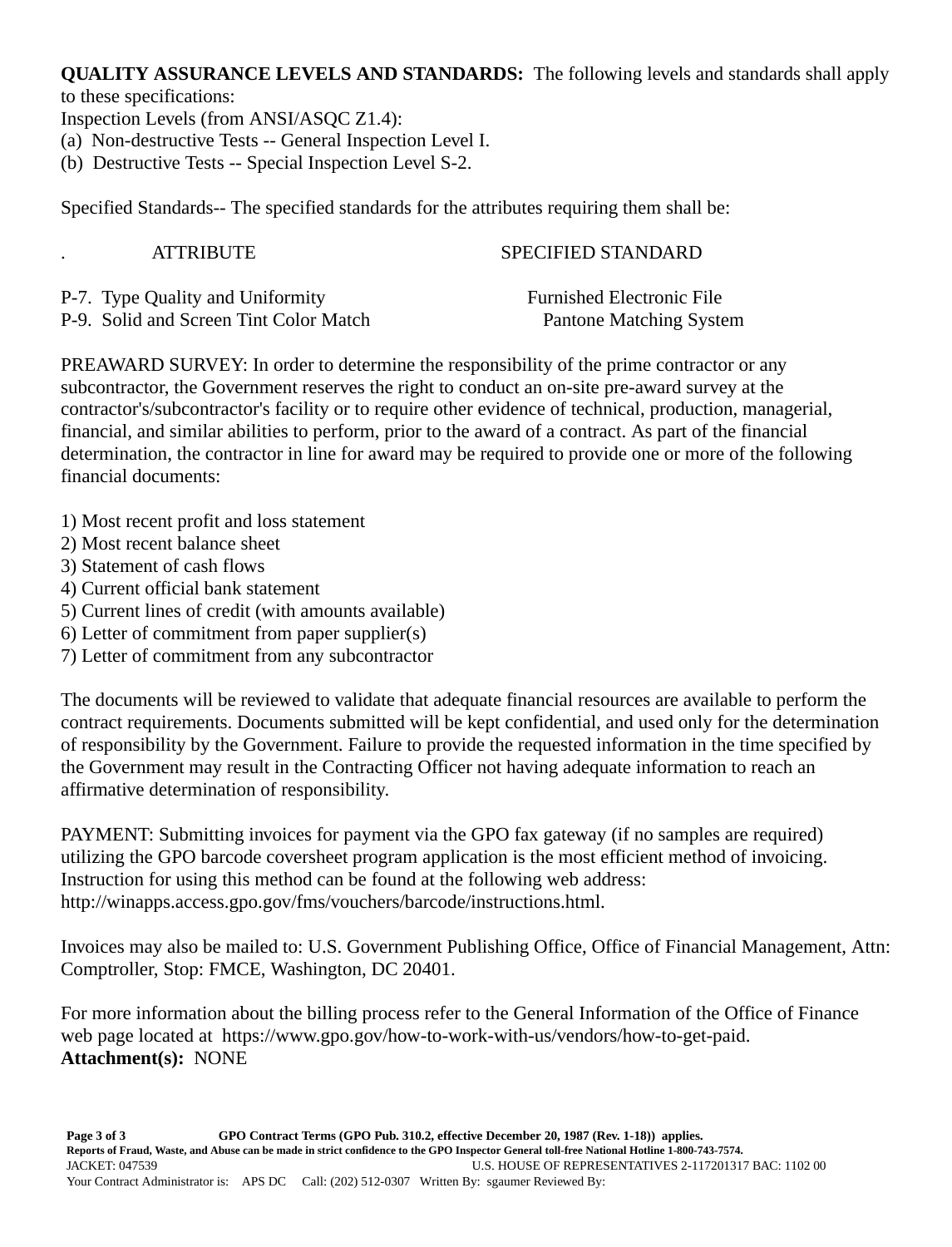**QUALITY ASSURANCE LEVELS AND STANDARDS:** The following levels and standards shall apply to these specifications:

Inspection Levels (from ANSI/ASQC Z1.4):

(a) Non-destructive Tests -- General Inspection Level I.

(b) Destructive Tests -- Special Inspection Level S-2.

Specified Standards-- The specified standards for the attributes requiring them shall be:

| ATTRIBUTE | SPECIFIED STANDARD |
|---|---|
| P-7. Type Quality and Uniformity | Furnished Electronic File |
| P-9. Solid and Screen Tint Color Match | Pantone Matching System |

PREAWARD SURVEY: In order to determine the responsibility of the prime contractor or any subcontractor, the Government reserves the right to conduct an on-site pre-award survey at the contractor's/subcontractor's facility or to require other evidence of technical, production, managerial, financial, and similar abilities to perform, prior to the award of a contract. As part of the financial determination, the contractor in line for award may be required to provide one or more of the following financial documents:

1) Most recent profit and loss statement
2) Most recent balance sheet
3) Statement of cash flows
4) Current official bank statement
5) Current lines of credit (with amounts available)
6) Letter of commitment from paper supplier(s)
7) Letter of commitment from any subcontractor

The documents will be reviewed to validate that adequate financial resources are available to perform the contract requirements. Documents submitted will be kept confidential, and used only for the determination of responsibility by the Government. Failure to provide the requested information in the time specified by the Government may result in the Contracting Officer not having adequate information to reach an affirmative determination of responsibility.

PAYMENT: Submitting invoices for payment via the GPO fax gateway (if no samples are required) utilizing the GPO barcode coversheet program application is the most efficient method of invoicing. Instruction for using this method can be found at the following web address: http://winapps.access.gpo.gov/fms/vouchers/barcode/instructions.html.

Invoices may also be mailed to: U.S. Government Publishing Office, Office of Financial Management, Attn: Comptroller, Stop: FMCE, Washington, DC 20401.

For more information about the billing process refer to the General Information of the Office of Finance web page located at https://www.gpo.gov/how-to-work-with-us/vendors/how-to-get-paid.

**Attachment(s):** NONE

**GPO Contract Terms (GPO Pub. 310.2, effective December 20, 1987 (Rev. 1-18)) applies.**

**Reports of Fraud, Waste, and Abuse can be made in strict confidence to the GPO Inspector General toll-free National Hotline 1-800-743-7574.**

JACKET: 047539 U.S. HOUSE OF REPRESENTATIVES 2-117201317 BAC: 1102 00

Your Contract Administrator is: APS DC Call: (202) 512-0307 Written By: sgaumer Reviewed By: